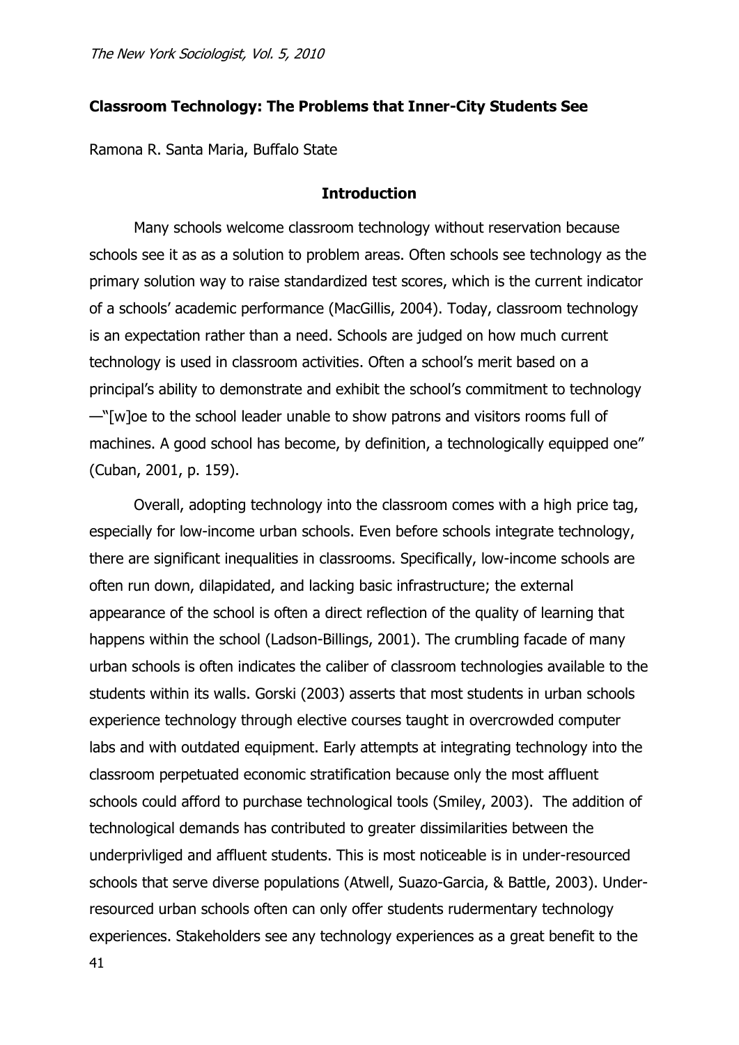## Classroom Technology: The Problems that Inner-City Students See

Ramona R. Santa Maria, Buffalo State

### Introduction

Many schools welcome classroom technology without reservation because schools see it as as a solution to problem areas. Often schools see technology as the primary solution way to raise standardized test scores, which is the current indicator of a schools' academic performance (MacGillis, 2004). Today, classroom technology is an expectation rather than a need. Schools are judged on how much current technology is used in classroom activities. Often a school's merit based on a principal's ability to demonstrate and exhibit the school's commitment to technology —"[w]oe to the school leader unable to show patrons and visitors rooms full of machines. A good school has become, by definition, a technologically equipped one" (Cuban, 2001, p. 159).

Overall, adopting technology into the classroom comes with a high price tag, especially for low-income urban schools. Even before schools integrate technology, there are significant inequalities in classrooms. Specifically, low-income schools are often run down, dilapidated, and lacking basic infrastructure; the external appearance of the school is often a direct reflection of the quality of learning that happens within the school (Ladson-Billings, 2001). The crumbling facade of many urban schools is often indicates the caliber of classroom technologies available to the students within its walls. Gorski (2003) asserts that most students in urban schools experience technology through elective courses taught in overcrowded computer labs and with outdated equipment. Early attempts at integrating technology into the classroom perpetuated economic stratification because only the most affluent schools could afford to purchase technological tools (Smiley, 2003). The addition of technological demands has contributed to greater dissimilarities between the underprivliged and affluent students. This is most noticeable is in under-resourced schools that serve diverse populations (Atwell, Suazo-Garcia, & Battle, 2003). Under-resourced urban schools often can only offer students rudermentary technology experiences. Stakeholders see any technology experiences as a great benefit to the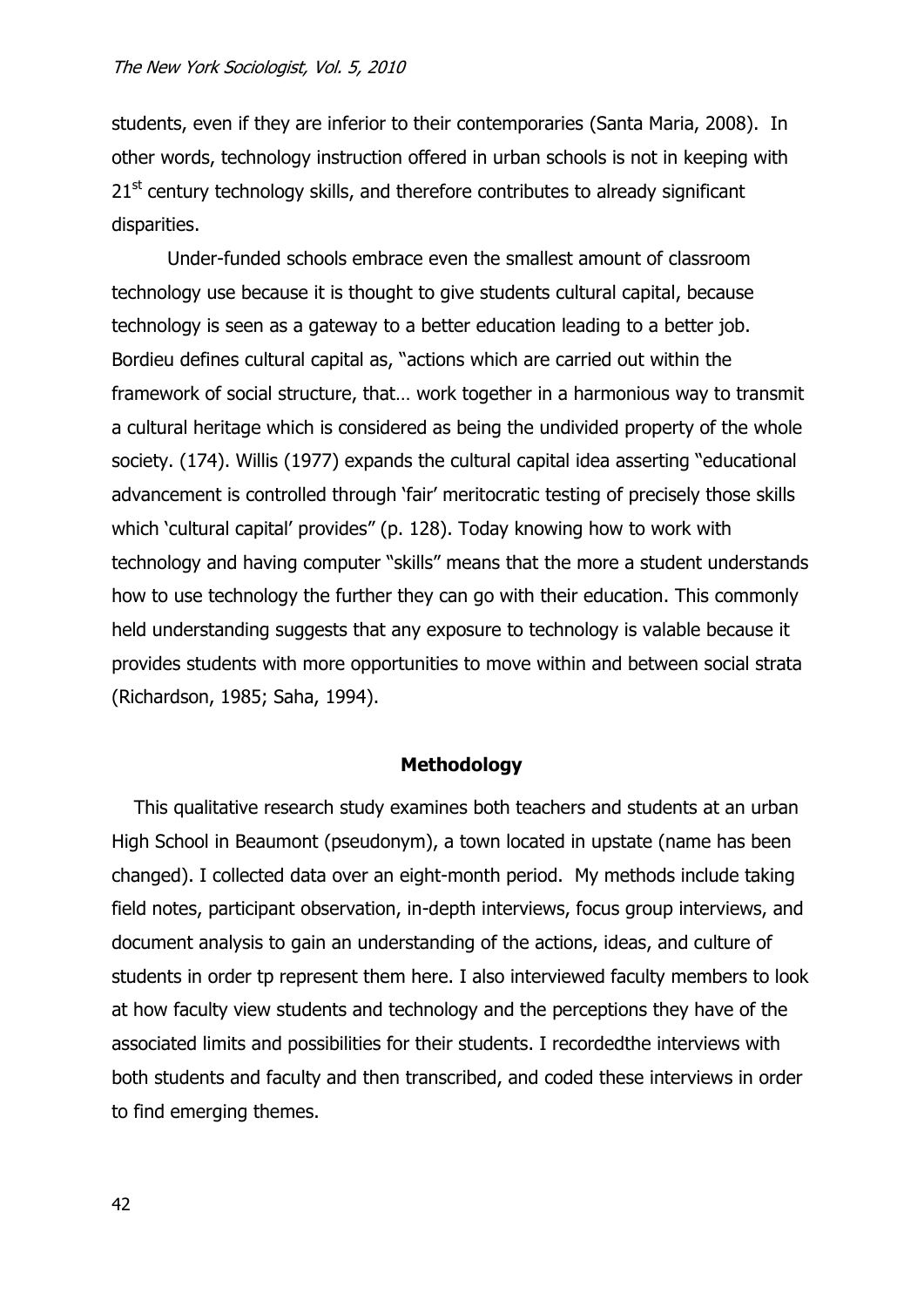students, even if they are inferior to their contemporaries (Santa Maria, 2008). In other words, technology instruction offered in urban schools is not in keeping with $21^{st}$ century technology skills, and therefore contributes to already significant disparities.

Under-funded schools embrace even the smallest amount of classroom technology use because it is thought to give students cultural capital, because technology is seen as a gateway to a better education leading to a better job. Bordieu defines cultural capital as, "actions which are carried out within the framework of social structure, that… work together in a harmonious way to transmit a cultural heritage which is considered as being the undivided property of the whole society. (174). Willis (1977) expands the cultural capital idea asserting "educational advancement is controlled through 'fair' meritocratic testing of precisely those skills which 'cultural capital' provides" (p. 128). Today knowing how to work with technology and having computer "skills" means that the more a student understands how to use technology the further they can go with their education. This commonly held understanding suggests that any exposure to technology is valable because it provides students with more opportunities to move within and between social strata (Richardson, 1985; Saha, 1994).

## Methodology

This qualitative research study examines both teachers and students at an urban High School in Beaumont (pseudonym), a town located in upstate (name has been changed). I collected data over an eight-month period. My methods include taking field notes, participant observation, in-depth interviews, focus group interviews, and document analysis to gain an understanding of the actions, ideas, and culture of students in order tp represent them here. I also interviewed faculty members to look at how faculty view students and technology and the perceptions they have of the associated limits and possibilities for their students. I recordedthe interviews with both students and faculty and then transcribed, and coded these interviews in order to find emerging themes.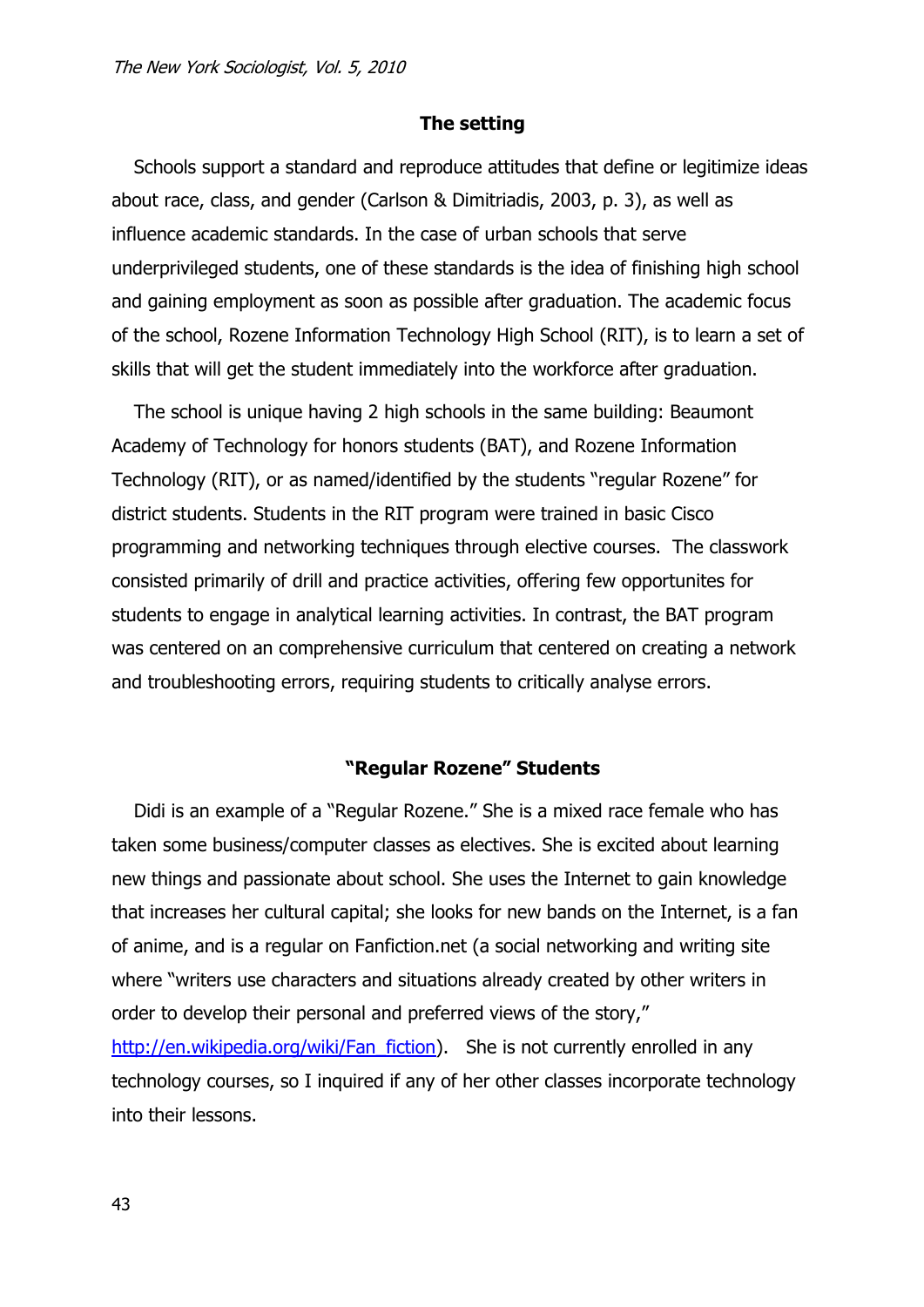## The setting

Schools support a standard and reproduce attitudes that define or legitimize ideas about race, class, and gender (Carlson & Dimitriadis, 2003, p. 3), as well as influence academic standards. In the case of urban schools that serve underprivileged students, one of these standards is the idea of finishing high school and gaining employment as soon as possible after graduation. The academic focus of the school, Rozene Information Technology High School (RIT), is to learn a set of skills that will get the student immediately into the workforce after graduation.

The school is unique having 2 high schools in the same building: Beaumont Academy of Technology for honors students (BAT), and Rozene Information Technology (RIT), or as named/identified by the students "regular Rozene" for district students. Students in the RIT program were trained in basic Cisco programming and networking techniques through elective courses. The classwork consisted primarily of drill and practice activities, offering few opportunites for students to engage in analytical learning activities. In contrast, the BAT program was centered on an comprehensive curriculum that centered on creating a network and troubleshooting errors, requiring students to critically analyse errors.

## "Regular Rozene" Students

Didi is an example of a "Regular Rozene." She is a mixed race female who has taken some business/computer classes as electives. She is excited about learning new things and passionate about school. She uses the Internet to gain knowledge that increases her cultural capital; she looks for new bands on the Internet, is a fan of anime, and is a regular on Fanfiction.net (a social networking and writing site where "writers use characters and situations already created by other writers in order to develop their personal and preferred views of the story," http://en.wikipedia.org/wiki/Fan_fiction). She is not currently enrolled in any technology courses, so I inquired if any of her other classes incorporate technology into their lessons.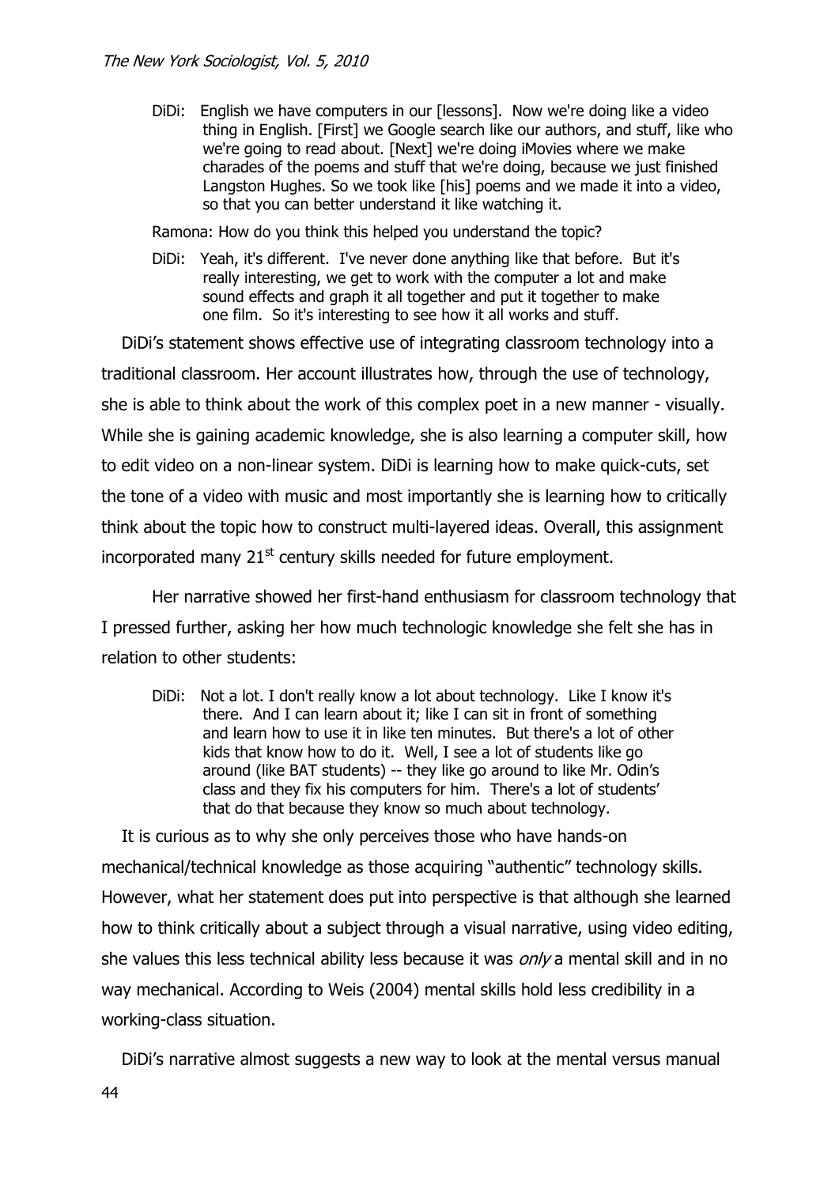DiDi: English we have computers in our [lessons]. Now we're doing like a video thing in English. [First] we Google search like our authors, and stuff, like who we're going to read about. [Next] we're doing iMovies where we make charades of the poems and stuff that we're doing, because we just finished Langston Hughes. So we took like [his] poems and we made it into a video, so that you can better understand it like watching it.

Ramona: How do you think this helped you understand the topic?

DiDi: Yeah, it's different. I've never done anything like that before. But it's really interesting, we get to work with the computer a lot and make sound effects and graph it all together and put it together to make one film. So it's interesting to see how it all works and stuff.

DiDi's statement shows effective use of integrating classroom technology into a traditional classroom. Her account illustrates how, through the use of technology, she is able to think about the work of this complex poet in a new manner - visually. While she is gaining academic knowledge, she is also learning a computer skill, how to edit video on a non-linear system. DiDi is learning how to make quick-cuts, set the tone of a video with music and most importantly she is learning how to critically think about the topic how to construct multi-layered ideas. Overall, this assignment incorporated many 21st century skills needed for future employment.

Her narrative showed her first-hand enthusiasm for classroom technology that I pressed further, asking her how much technologic knowledge she felt she has in relation to other students:

DiDi: Not a lot. I don't really know a lot about technology. Like I know it's there. And I can learn about it; like I can sit in front of something and learn how to use it in like ten minutes. But there's a lot of other kids that know how to do it. Well, I see a lot of students like go around (like BAT students) -- they like go around to like Mr. Odin's class and they fix his computers for him. There's a lot of students' that do that because they know so much about technology.

It is curious as to why she only perceives those who have hands-on mechanical/technical knowledge as those acquiring "authentic" technology skills. However, what her statement does put into perspective is that although she learned how to think critically about a subject through a visual narrative, using video editing, she values this less technical ability less because it was *only* a mental skill and in no way mechanical. According to Weis (2004) mental skills hold less credibility in a working-class situation.

DiDi's narrative almost suggests a new way to look at the mental versus manual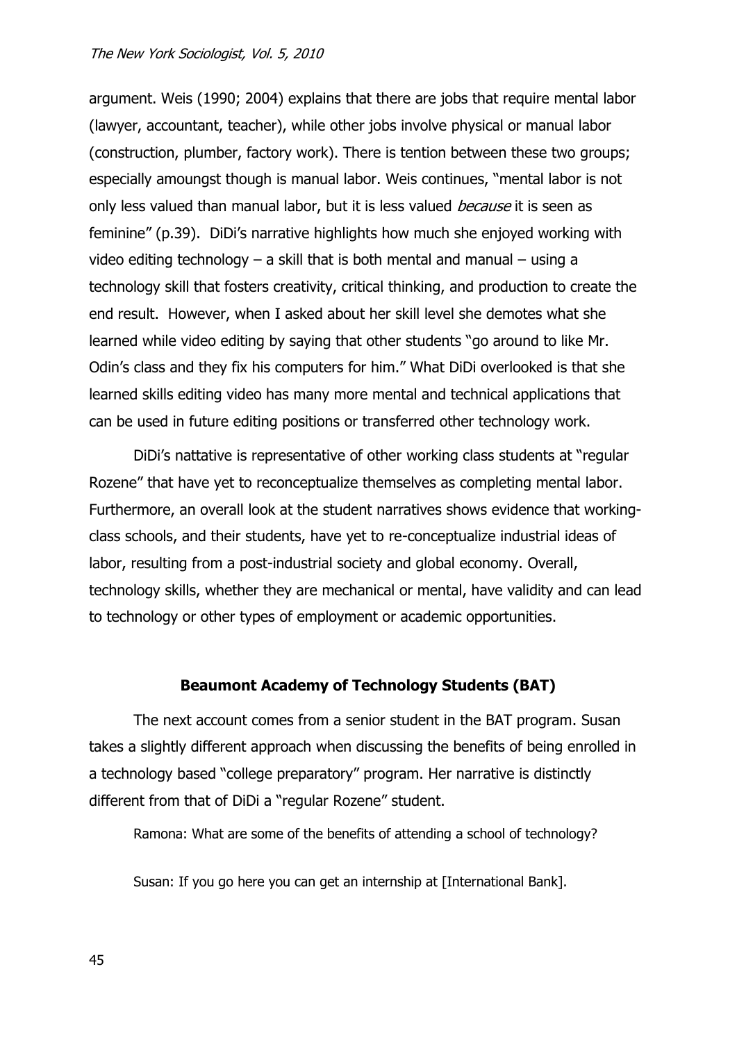argument. Weis (1990; 2004) explains that there are jobs that require mental labor (lawyer, accountant, teacher), while other jobs involve physical or manual labor (construction, plumber, factory work). There is tention between these two groups; especially amoungst though is manual labor. Weis continues, "mental labor is not only less valued than manual labor, but it is less valued *because* it is seen as feminine" (p.39). DiDi's narrative highlights how much she enjoyed working with video editing technology – a skill that is both mental and manual – using a technology skill that fosters creativity, critical thinking, and production to create the end result. However, when I asked about her skill level she demotes what she learned while video editing by saying that other students "go around to like Mr. Odin's class and they fix his computers for him." What DiDi overlooked is that she learned skills editing video has many more mental and technical applications that can be used in future editing positions or transferred other technology work.

DiDi's nattative is representative of other working class students at "regular Rozene" that have yet to reconceptualize themselves as completing mental labor. Furthermore, an overall look at the student narratives shows evidence that working-class schools, and their students, have yet to re-conceptualize industrial ideas of labor, resulting from a post-industrial society and global economy. Overall, technology skills, whether they are mechanical or mental, have validity and can lead to technology or other types of employment or academic opportunities.

### Beaumont Academy of Technology Students (BAT)

The next account comes from a senior student in the BAT program. Susan takes a slightly different approach when discussing the benefits of being enrolled in a technology based "college preparatory" program. Her narrative is distinctly different from that of DiDi a "regular Rozene" student.

> Ramona: What are some of the benefits of attending a school of technology?
>
> Susan: If you go here you can get an internship at [International Bank].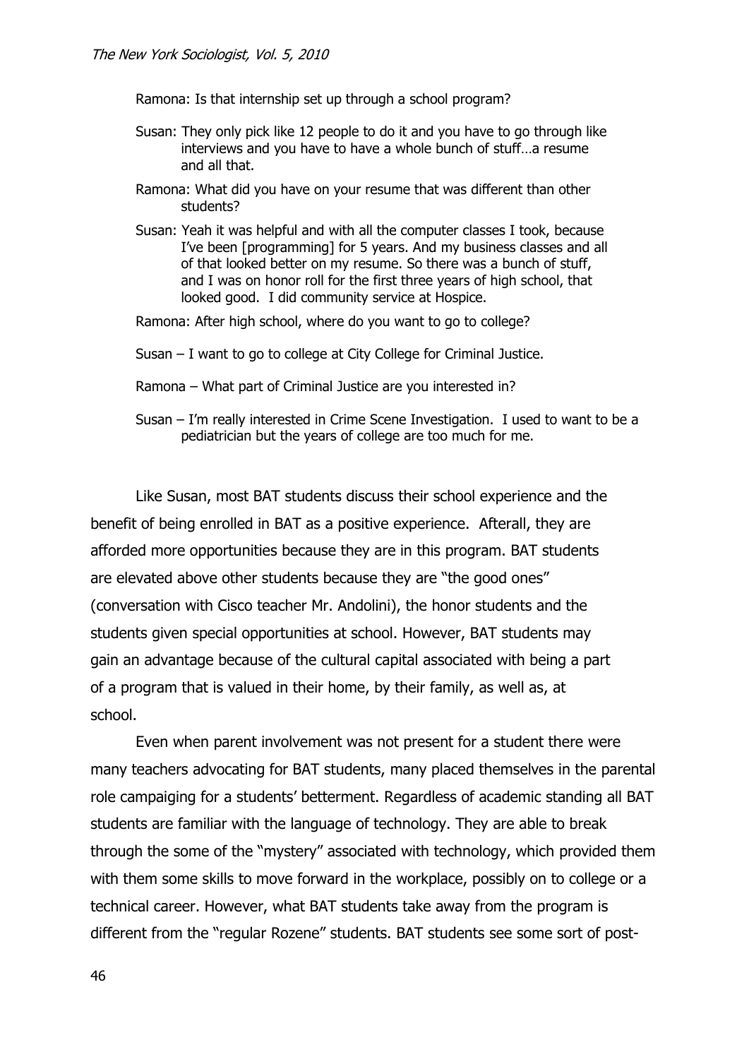Ramona: Is that internship set up through a school program?

Susan: They only pick like 12 people to do it and you have to go through like interviews and you have to have a whole bunch of stuff…a resume and all that.

Ramona: What did you have on your resume that was different than other students?

Susan: Yeah it was helpful and with all the computer classes I took, because I've been [programming] for 5 years. And my business classes and all of that looked better on my resume. So there was a bunch of stuff, and I was on honor roll for the first three years of high school, that looked good. I did community service at Hospice.

Ramona: After high school, where do you want to go to college?

Susan – I want to go to college at City College for Criminal Justice.

Ramona – What part of Criminal Justice are you interested in?

Susan – I'm really interested in Crime Scene Investigation. I used to want to be a pediatrician but the years of college are too much for me.

Like Susan, most BAT students discuss their school experience and the benefit of being enrolled in BAT as a positive experience. Afterall, they are afforded more opportunities because they are in this program. BAT students are elevated above other students because they are "the good ones" (conversation with Cisco teacher Mr. Andolini), the honor students and the students given special opportunities at school. However, BAT students may gain an advantage because of the cultural capital associated with being a part of a program that is valued in their home, by their family, as well as, at school.

Even when parent involvement was not present for a student there were many teachers advocating for BAT students, many placed themselves in the parental role campaiging for a students' betterment. Regardless of academic standing all BAT students are familiar with the language of technology. They are able to break through the some of the "mystery" associated with technology, which provided them with them some skills to move forward in the workplace, possibly on to college or a technical career. However, what BAT students take away from the program is different from the "regular Rozene" students. BAT students see some sort of post-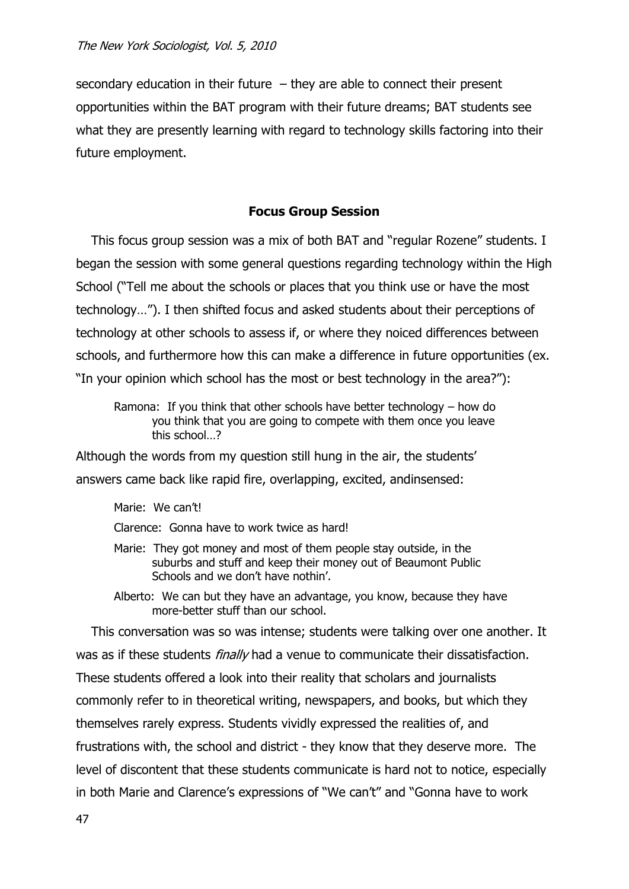secondary education in their future – they are able to connect their present opportunities within the BAT program with their future dreams; BAT students see what they are presently learning with regard to technology skills factoring into their future employment.

### Focus Group Session

This focus group session was a mix of both BAT and "regular Rozene" students. I began the session with some general questions regarding technology within the High School ("Tell me about the schools or places that you think use or have the most technology…"). I then shifted focus and asked students about their perceptions of technology at other schools to assess if, or where they noiced differences between schools, and furthermore how this can make a difference in future opportunities (ex. "In your opinion which school has the most or best technology in the area?"):

> Ramona: If you think that other schools have better technology – how do you think that you are going to compete with them once you leave this school…?

Although the words from my question still hung in the air, the students' answers came back like rapid fire, overlapping, excited, andinsensed:

> Marie: We can't!
>
> Clarence: Gonna have to work twice as hard!
>
> Marie: They got money and most of them people stay outside, in the suburbs and stuff and keep their money out of Beaumont Public Schools and we don't have nothin'.
>
> Alberto: We can but they have an advantage, you know, because they have more-better stuff than our school.

This conversation was so was intense; students were talking over one another. It was as if these students *finally* had a venue to communicate their dissatisfaction. These students offered a look into their reality that scholars and journalists commonly refer to in theoretical writing, newspapers, and books, but which they themselves rarely express. Students vividly expressed the realities of, and frustrations with, the school and district - they know that they deserve more. The level of discontent that these students communicate is hard not to notice, especially in both Marie and Clarence's expressions of "We can't" and "Gonna have to work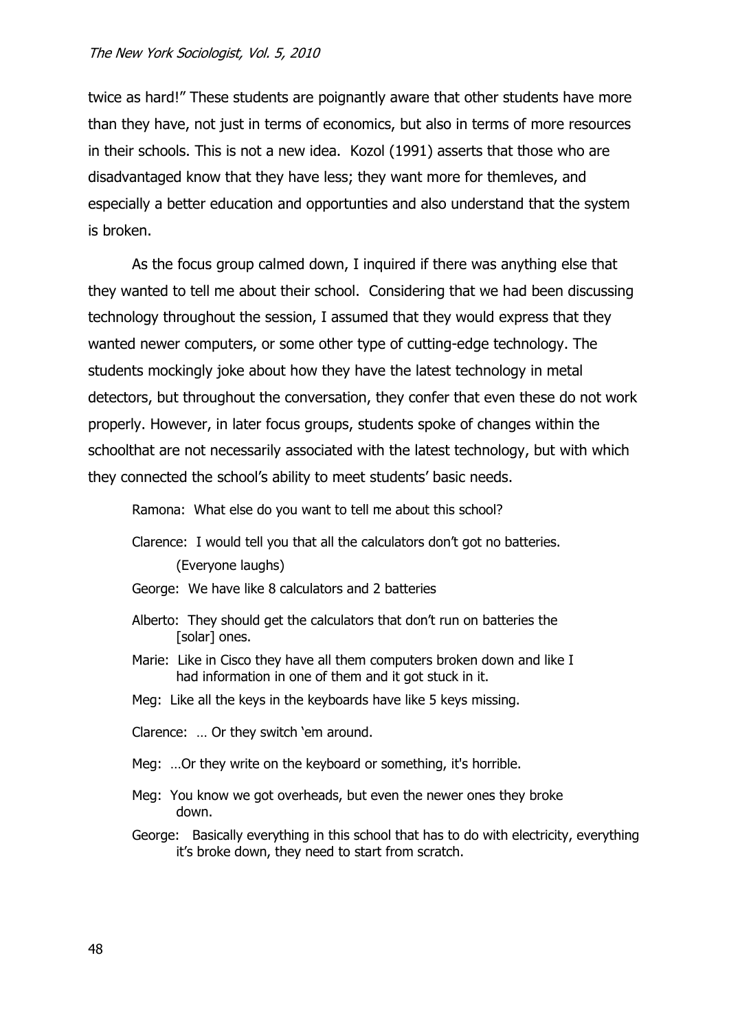twice as hard!" These students are poignantly aware that other students have more than they have, not just in terms of economics, but also in terms of more resources in their schools. This is not a new idea. Kozol (1991) asserts that those who are disadvantaged know that they have less; they want more for themleves, and especially a better education and opportunties and also understand that the system is broken.

As the focus group calmed down, I inquired if there was anything else that they wanted to tell me about their school. Considering that we had been discussing technology throughout the session, I assumed that they would express that they wanted newer computers, or some other type of cutting-edge technology. The students mockingly joke about how they have the latest technology in metal detectors, but throughout the conversation, they confer that even these do not work properly. However, in later focus groups, students spoke of changes within the schoolthat are not necessarily associated with the latest technology, but with which they connected the school's ability to meet students' basic needs.

> Ramona: What else do you want to tell me about this school?
>
> Clarence: I would tell you that all the calculators don't got no batteries. (Everyone laughs)
>
> George: We have like 8 calculators and 2 batteries
>
> Alberto: They should get the calculators that don't run on batteries the [solar] ones.
>
> Marie: Like in Cisco they have all them computers broken down and like I had information in one of them and it got stuck in it.
>
> Meg: Like all the keys in the keyboards have like 5 keys missing.
>
> Clarence: … Or they switch 'em around.
>
> Meg: …Or they write on the keyboard or something, it's horrible.
>
> Meg: You know we got overheads, but even the newer ones they broke down.
>
> George: Basically everything in this school that has to do with electricity, everything it's broke down, they need to start from scratch.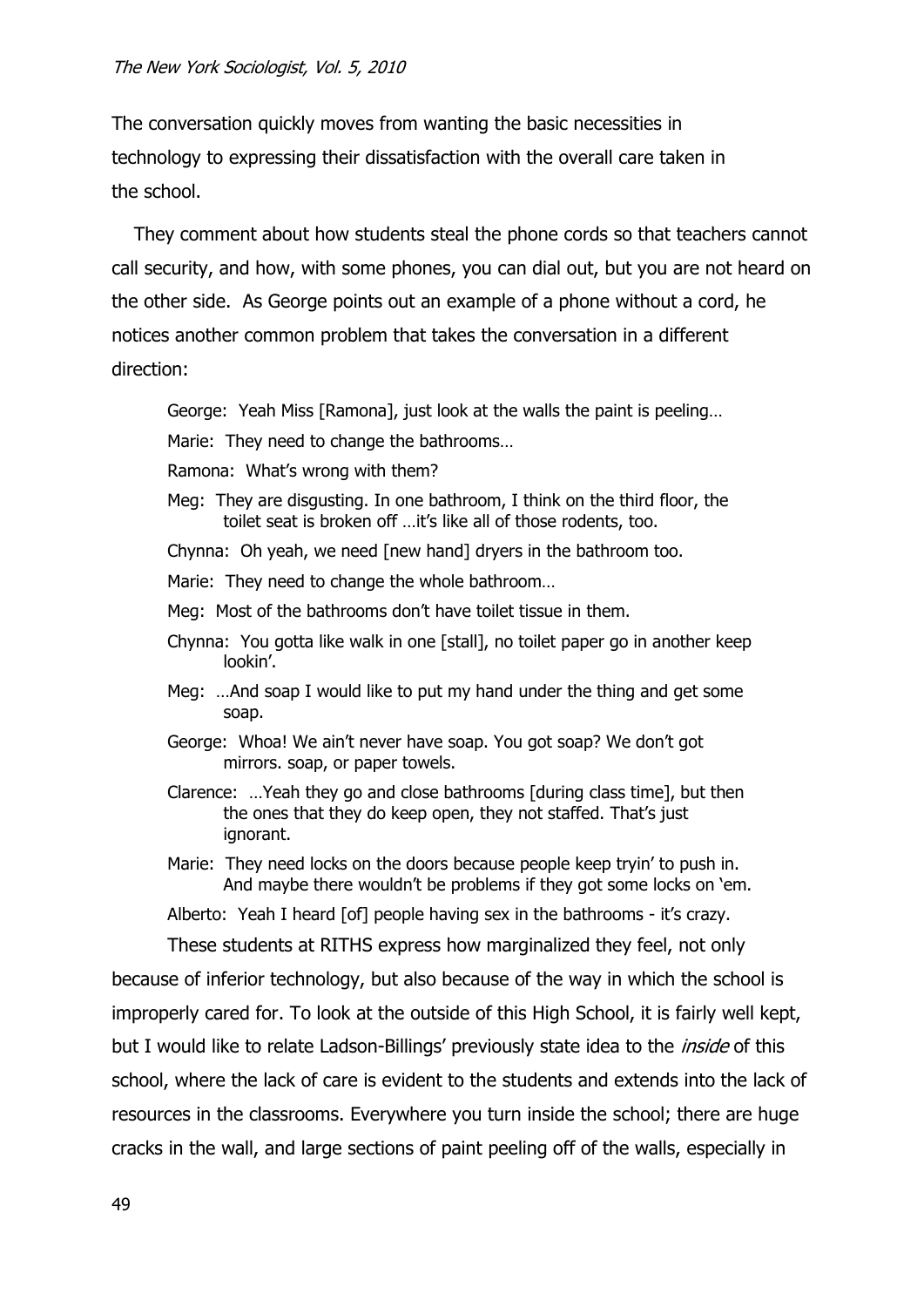The conversation quickly moves from wanting the basic necessities in technology to expressing their dissatisfaction with the overall care taken in the school.

They comment about how students steal the phone cords so that teachers cannot call security, and how, with some phones, you can dial out, but you are not heard on the other side. As George points out an example of a phone without a cord, he notices another common problem that takes the conversation in a different direction:

> George: Yeah Miss [Ramona], just look at the walls the paint is peeling…
>
> Marie: They need to change the bathrooms…
>
> Ramona: What's wrong with them?
>
> Meg: They are disgusting. In one bathroom, I think on the third floor, the toilet seat is broken off …it's like all of those rodents, too.
>
> Chynna: Oh yeah, we need [new hand] dryers in the bathroom too.
>
> Marie: They need to change the whole bathroom…
>
> Meg: Most of the bathrooms don't have toilet tissue in them.
>
> Chynna: You gotta like walk in one [stall], no toilet paper go in another keep lookin'.
>
> Meg: …And soap I would like to put my hand under the thing and get some soap.
>
> George: Whoa! We ain't never have soap. You got soap? We don't got mirrors. soap, or paper towels.
>
> Clarence: …Yeah they go and close bathrooms [during class time], but then the ones that they do keep open, they not staffed. That's just ignorant.
>
> Marie: They need locks on the doors because people keep tryin' to push in. And maybe there wouldn't be problems if they got some locks on 'em.
>
> Alberto: Yeah I heard [of] people having sex in the bathrooms - it's crazy.

These students at RITHS express how marginalized they feel, not only because of inferior technology, but also because of the way in which the school is improperly cared for. To look at the outside of this High School, it is fairly well kept, but I would like to relate Ladson-Billings' previously state idea to the *inside* of this school, where the lack of care is evident to the students and extends into the lack of resources in the classrooms. Everywhere you turn inside the school; there are huge cracks in the wall, and large sections of paint peeling off of the walls, especially in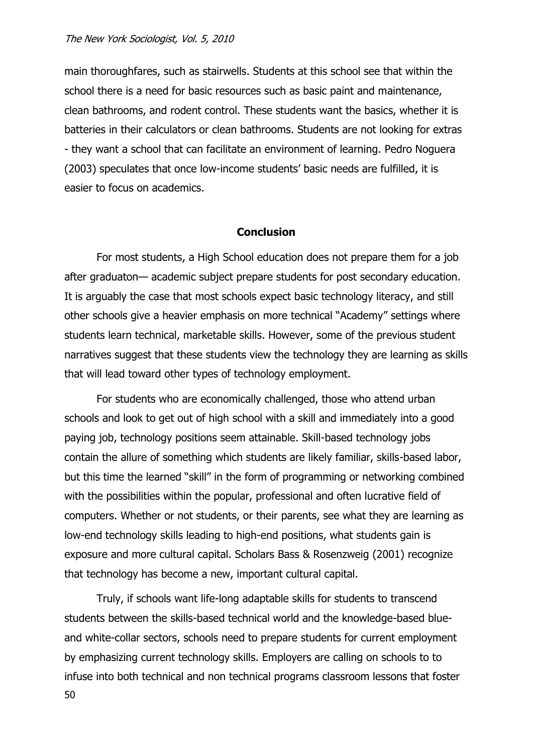main thoroughfares, such as stairwells. Students at this school see that within the school there is a need for basic resources such as basic paint and maintenance, clean bathrooms, and rodent control. These students want the basics, whether it is batteries in their calculators or clean bathrooms. Students are not looking for extras - they want a school that can facilitate an environment of learning. Pedro Noguera (2003) speculates that once low-income students' basic needs are fulfilled, it is easier to focus on academics.

## Conclusion

For most students, a High School education does not prepare them for a job after graduaton— academic subject prepare students for post secondary education. It is arguably the case that most schools expect basic technology literacy, and still other schools give a heavier emphasis on more technical "Academy" settings where students learn technical, marketable skills. However, some of the previous student narratives suggest that these students view the technology they are learning as skills that will lead toward other types of technology employment.

For students who are economically challenged, those who attend urban schools and look to get out of high school with a skill and immediately into a good paying job, technology positions seem attainable. Skill-based technology jobs contain the allure of something which students are likely familiar, skills-based labor, but this time the learned "skill" in the form of programming or networking combined with the possibilities within the popular, professional and often lucrative field of computers. Whether or not students, or their parents, see what they are learning as low-end technology skills leading to high-end positions, what students gain is exposure and more cultural capital. Scholars Bass & Rosenzweig (2001) recognize that technology has become a new, important cultural capital.

Truly, if schools want life-long adaptable skills for students to transcend students between the skills-based technical world and the knowledge-based blue- and white-collar sectors, schools need to prepare students for current employment by emphasizing current technology skills. Employers are calling on schools to to infuse into both technical and non technical programs classroom lessons that foster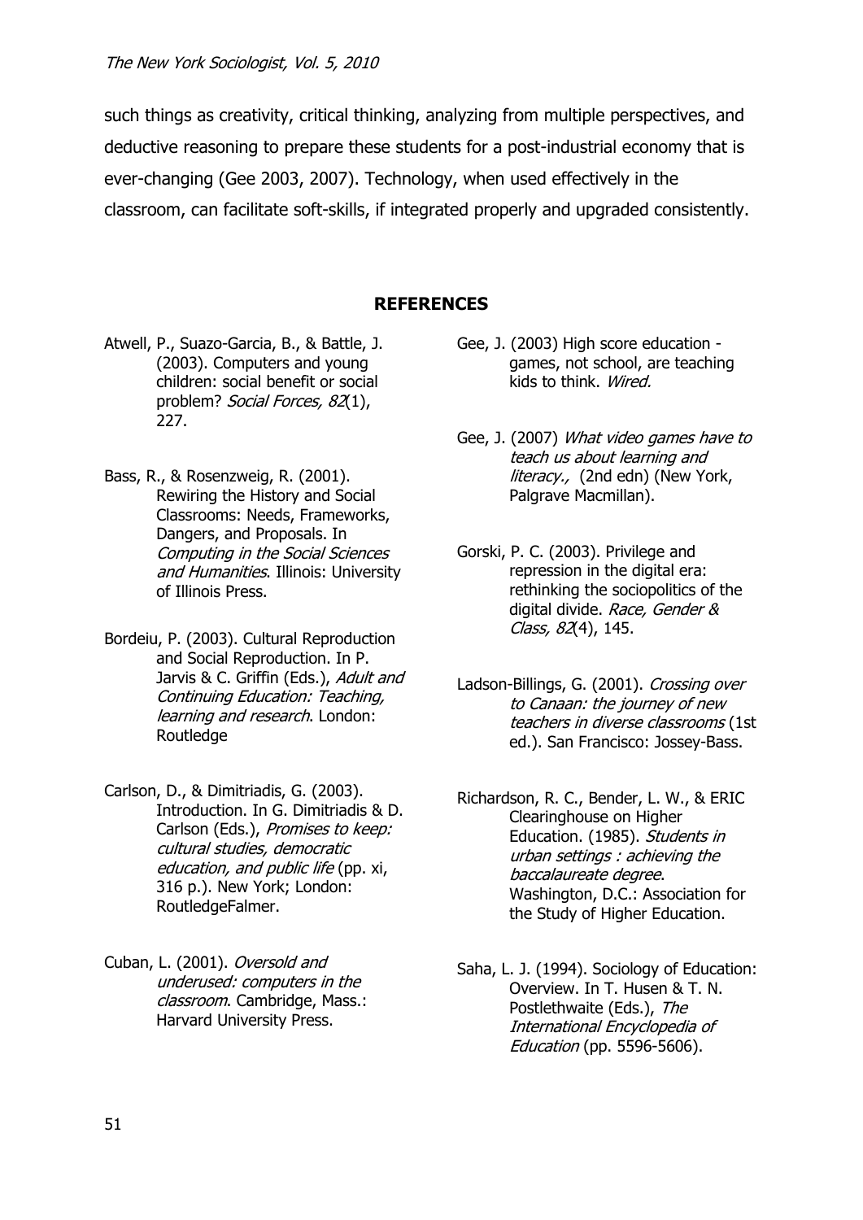such things as creativity, critical thinking, analyzing from multiple perspectives, and deductive reasoning to prepare these students for a post-industrial economy that is ever-changing (Gee 2003, 2007). Technology, when used effectively in the classroom, can facilitate soft-skills, if integrated properly and upgraded consistently.

## REFERENCES

Atwell, P., Suazo-Garcia, B., & Battle, J. (2003). Computers and young children: social benefit or social problem? *Social Forces, 82*(1), 227.

Bass, R., & Rosenzweig, R. (2001). Rewiring the History and Social Classrooms: Needs, Frameworks, Dangers, and Proposals. In *Computing in the Social Sciences and Humanities*. Illinois: University of Illinois Press.

Bordeiu, P. (2003). Cultural Reproduction and Social Reproduction. In P. Jarvis & C. Griffin (Eds.), *Adult and Continuing Education: Teaching, learning and research*. London: Routledge

Carlson, D., & Dimitriadis, G. (2003). Introduction. In G. Dimitriadis & D. Carlson (Eds.), *Promises to keep: cultural studies, democratic education, and public life* (pp. xi, 316 p.). New York; London: RoutledgeFalmer.

Cuban, L. (2001). *Oversold and underused: computers in the classroom*. Cambridge, Mass.: Harvard University Press.

Gee, J. (2003) High score education - games, not school, are teaching kids to think. *Wired.*

Gee, J. (2007) *What video games have to teach us about learning and literacy.,* (2nd edn) (New York, Palgrave Macmillan).

Gorski, P. C. (2003). Privilege and repression in the digital era: rethinking the sociopolitics of the digital divide. *Race, Gender & Class, 82*(4), 145.

Ladson-Billings, G. (2001). *Crossing over to Canaan: the journey of new teachers in diverse classrooms* (1st ed.). San Francisco: Jossey-Bass.

Richardson, R. C., Bender, L. W., & ERIC Clearinghouse on Higher Education. (1985). *Students in urban settings : achieving the baccalaureate degree*. Washington, D.C.: Association for the Study of Higher Education.

Saha, L. J. (1994). Sociology of Education: Overview. In T. Husen & T. N. Postlethwaite (Eds.), *The International Encyclopedia of Education* (pp. 5596-5606).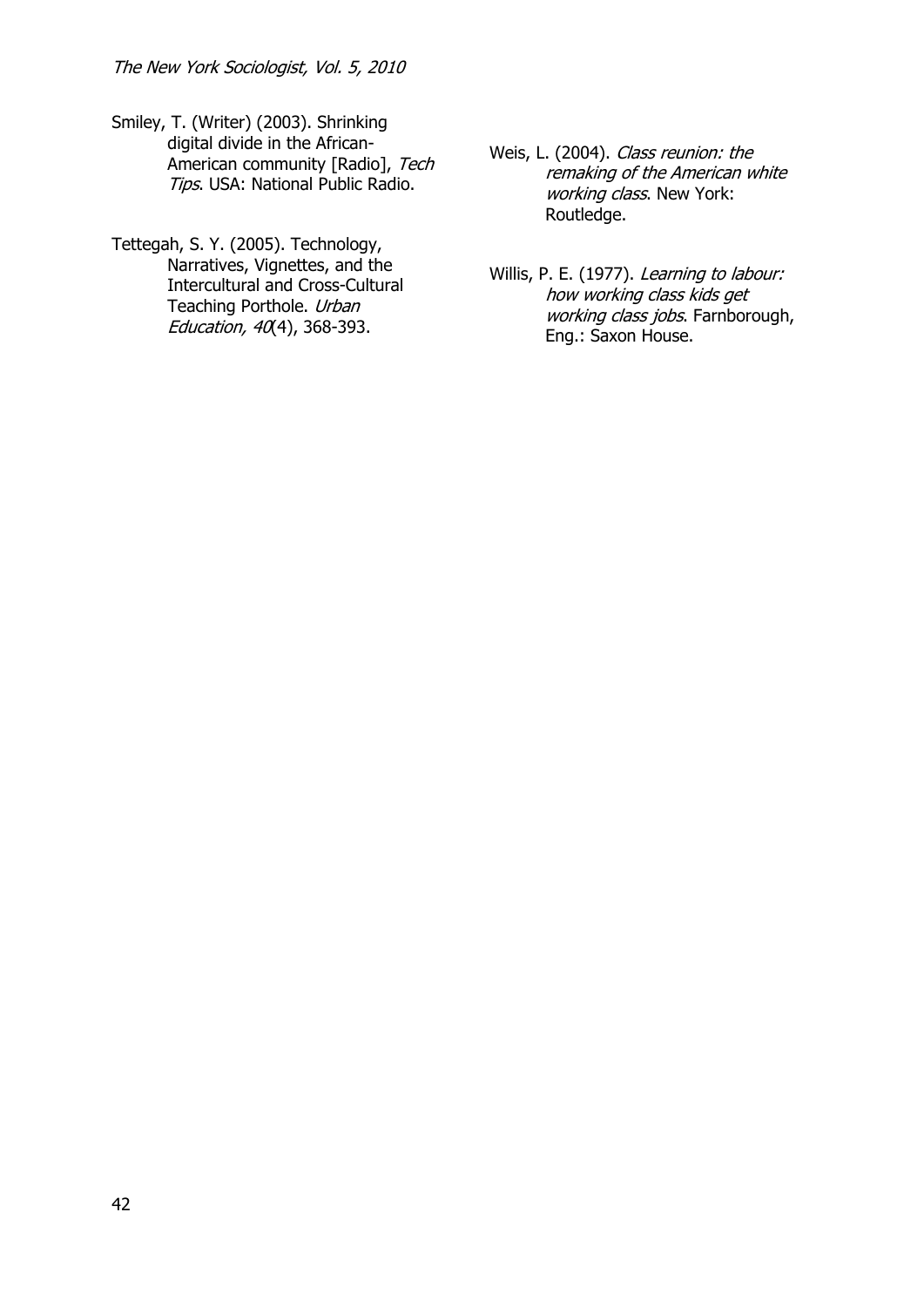Smiley, T. (Writer) (2003). Shrinking digital divide in the African-American community [Radio], *Tech Tips*. USA: National Public Radio.

Tettegah, S. Y. (2005). Technology, Narratives, Vignettes, and the Intercultural and Cross-Cultural Teaching Porthole. *Urban Education, 40*(4), 368-393.

Weis, L. (2004). *Class reunion: the remaking of the American white working class*. New York: Routledge.

Willis, P. E. (1977). *Learning to labour: how working class kids get working class jobs*. Farnborough, Eng.: Saxon House.